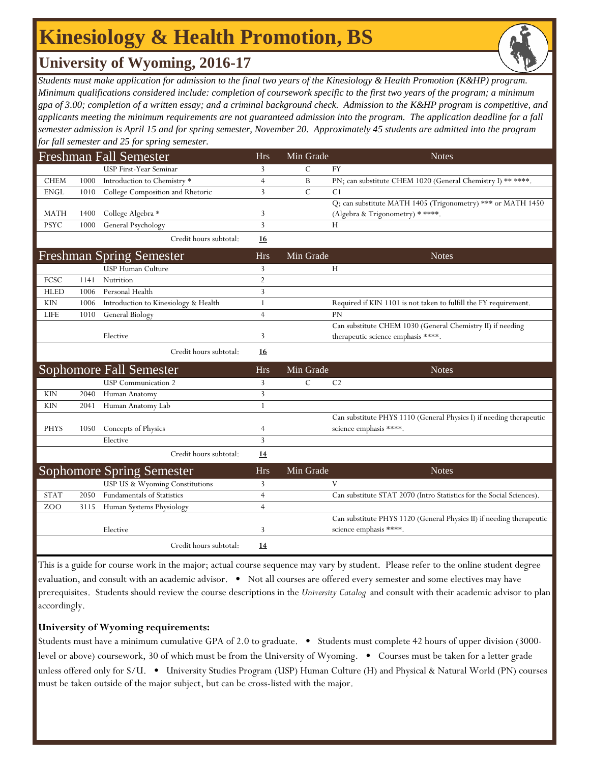# Kinesiology & Health Promotion, BS

## University of Wyoming, 2016-17

*Students must make application for admission to the final two years of the Kinesiology & Health Promotion (K&HP) program. Minimum qualifications considered include: completion of coursework specific to the first two years of the program; a minimum gpa of 3.00; completion of a written essay; and a criminal background check. Admission to the K&HP program is competitive, and applicants meeting the minimum requirements are not guaranteed admission into the program. The application deadline for a fall semester admission is April 15 and for spring semester, November 20. Approximately 45 students are admitted into the program for fall semester and 25 for spring semester.*

| Freshman Fall Semester | | | Hrs | Min Grade | Notes |
|---|---|---|---|---|---|
| | | USP First-Year Seminar | 3 | C | FY |
| CHEM | 1000 | Introduction to Chemistry * | 4 | B | PN; can substitute CHEM 1020 (General Chemistry I) ** ****. |
| ENGL | 1010 | College Composition and Rhetoric | 3 | C | C1 |
| MATH | 1400 | College Algebra * | 3 | | Q; can substitute MATH 1405 (Trigonometry) *** or MATH 1450 (Algebra & Trigonometry) * ****. |
| PSYC | 1000 | General Psychology | 3 | | H |
| | | Credit hours subtotal: | **16** | | |

| Freshman Spring Semester | | | Hrs | Min Grade | Notes |
|---|---|---|---|---|---|
| | | USP Human Culture | 3 | | H |
| FCSC | 1141 | Nutrition | 2 | | |
| HLED | 1006 | Personal Health | 3 | | |
| KIN | 1006 | Introduction to Kinesiology & Health | 1 | | Required if KIN 1101 is not taken to fulfill the FY requirement. |
| LIFE | 1010 | General Biology | 4 | | PN |
| | | Elective | 3 | | Can substitute CHEM 1030 (General Chemistry II) if needing therapeutic science emphasis ****. |
| | | Credit hours subtotal: | **16** | | |

| Sophomore Fall Semester | | | Hrs | Min Grade | Notes |
|---|---|---|---|---|---|
| | | USP Communication 2 | 3 | C | C2 |
| KIN | 2040 | Human Anatomy | 3 | | |
| KIN | 2041 | Human Anatomy Lab | 1 | | |
| PHYS | 1050 | Concepts of Physics | 4 | | Can substitute PHYS 1110 (General Physics I) if needing therapeutic science emphasis ****. |
| | | Elective | 3 | | |
| | | Credit hours subtotal: | **14** | | |

| Sophomore Spring Semester | | | Hrs | Min Grade | Notes |
|---|---|---|---|---|---|
| | | USP US & Wyoming Constitutions | 3 | | V |
| STAT | 2050 | Fundamentals of Statistics | 4 | | Can substitute STAT 2070 (Intro Statistics for the Social Sciences). |
| ZOO | 3115 | Human Systems Physiology | 4 | | |
| | | Elective | 3 | | Can substitute PHYS 1120 (General Physics II) if needing therapeutic science emphasis ****. |
| | | Credit hours subtotal: | **14** | | |

This is a guide for course work in the major; actual course sequence may vary by student. Please refer to the online student degree evaluation, and consult with an academic advisor. • Not all courses are offered every semester and some electives may have prerequisites. Students should review the course descriptions in the *University Catalog* and consult with their academic advisor to plan accordingly.

**University of Wyoming requirements:**

Students must have a minimum cumulative GPA of 2.0 to graduate. • Students must complete 42 hours of upper division (3000-level or above) coursework, 30 of which must be from the University of Wyoming. • Courses must be taken for a letter grade unless offered only for S/U. • University Studies Program (USP) Human Culture (H) and Physical & Natural World (PN) courses must be taken outside of the major subject, but can be cross-listed with the major.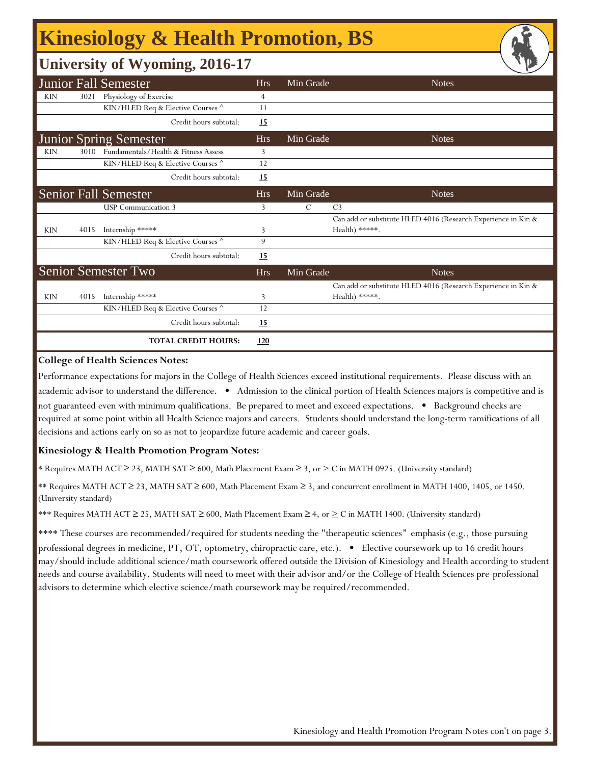# Kinesiology & Health Promotion, BS

## University of Wyoming, 2016-17

| Junior Fall Semester | | | Hrs | Min Grade | Notes |
|---|---|---|---|---|---|
| KIN | 3021 | Physiology of Exercise | 4 | | |
| | | KIN/HLED Req & Elective Courses ^ | 11 | | |
| | | Credit hours subtotal: | **15** | | |

| Junior Spring Semester | | | Hrs | Min Grade | Notes |
|---|---|---|---|---|---|
| KIN | 3010 | Fundamentals/Health & Fitness Assess | 3 | | |
| | | KIN/HLED Req & Elective Courses ^ | 12 | | |
| | | Credit hours subtotal: | **15** | | |

| Senior Fall Semester | | | Hrs | Min Grade | Notes |
|---|---|---|---|---|---|
| | | USP Communication 3 | 3 | C | C3 |
| KIN | 4015 | Internship ***** | 3 | | Can add or substitute HLED 4016 (Research Experience in Kin & Health) *****. |
| | | KIN/HLED Req & Elective Courses ^ | 9 | | |
| | | Credit hours subtotal: | **15** | | |

| Senior Semester Two | | | Hrs | Min Grade | Notes |
|---|---|---|---|---|---|
| KIN | 4015 | Internship ***** | 3 | | Can add or substitute HLED 4016 (Research Experience in Kin & Health) *****. |
| | | KIN/HLED Req & Elective Courses ^ | 12 | | |
| | | Credit hours subtotal: | **15** | | |
| | | **TOTAL CREDIT HOURS:** | **120** | | |

**College of Health Sciences Notes:**

Performance expectations for majors in the College of Health Sciences exceed institutional requirements. Please discuss with an academic advisor to understand the difference. • Admission to the clinical portion of Health Sciences majors is competitive and is not guaranteed even with minimum qualifications. Be prepared to meet and exceed expectations. • Background checks are required at some point within all Health Science majors and careers. Students should understand the long-term ramifications of all decisions and actions early on so as not to jeopardize future academic and career goals.

**Kinesiology & Health Promotion Program Notes:**

* Requires MATH ACT ≥ 23, MATH SAT ≥ 600, Math Placement Exam ≥ 3, or ≥ C in MATH 0925. (University standard)

** Requires MATH ACT ≥ 23, MATH SAT ≥ 600, Math Placement Exam ≥ 3, and concurrent enrollment in MATH 1400, 1405, or 1450. (University standard)

*** Requires MATH ACT ≥ 25, MATH SAT ≥ 600, Math Placement Exam ≥ 4, or ≥ C in MATH 1400. (University standard)

**** These courses are recommended/required for students needing the "therapeutic sciences" emphasis (e.g., those pursuing professional degrees in medicine, PT, OT, optometry, chiropractic care, etc.). • Elective coursework up to 16 credit hours may/should include additional science/math coursework offered outside the Division of Kinesiology and Health according to student needs and course availability. Students will need to meet with their advisor and/or the College of Health Sciences pre-professional advisors to determine which elective science/math coursework may be required/recommended.

Kinesiology and Health Promotion Program Notes con't on page 3.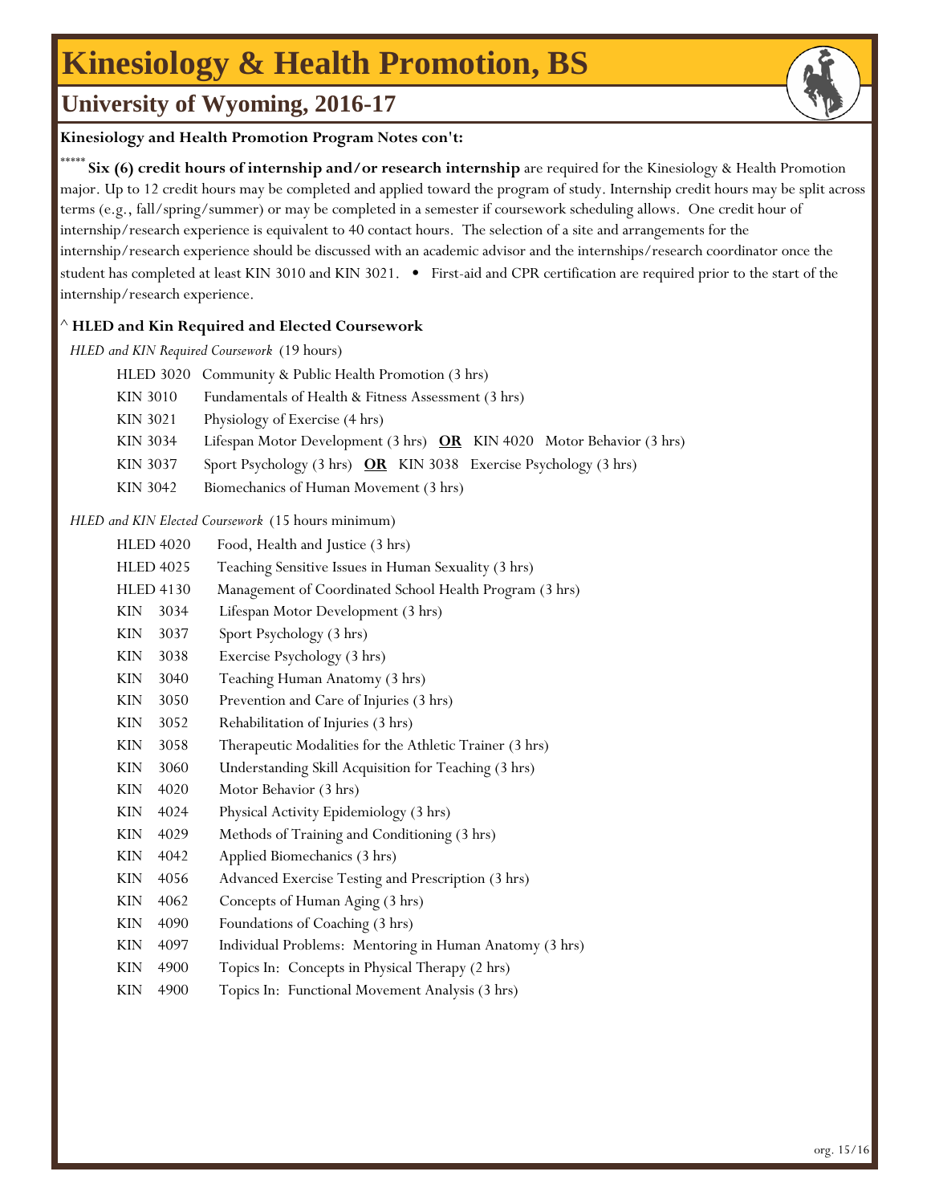# Kinesiology & Health Promotion, BS

## University of Wyoming, 2016-17

**Kinesiology and Health Promotion Program Notes con't:**

***** **Six (6) credit hours of internship and/or research internship** are required for the Kinesiology & Health Promotion major. Up to 12 credit hours may be completed and applied toward the program of study. Internship credit hours may be split across terms (e.g., fall/spring/summer) or may be completed in a semester if coursework scheduling allows. One credit hour of internship/research experience is equivalent to 40 contact hours. The selection of a site and arrangements for the internship/research experience should be discussed with an academic advisor and the internships/research coordinator once the student has completed at least KIN 3010 and KIN 3021. • First-aid and CPR certification are required prior to the start of the internship/research experience.

^ **HLED and Kin Required and Elected Coursework**

*HLED and KIN Required Coursework* (19 hours)

| | |
|---|---|
| HLED 3020 | Community & Public Health Promotion (3 hrs) |
| KIN 3010 | Fundamentals of Health & Fitness Assessment (3 hrs) |
| KIN 3021 | Physiology of Exercise (4 hrs) |
| KIN 3034 | Lifespan Motor Development (3 hrs) **OR** KIN 4020 Motor Behavior (3 hrs) |
| KIN 3037 | Sport Psychology (3 hrs) **OR** KIN 3038 Exercise Psychology (3 hrs) |
| KIN 3042 | Biomechanics of Human Movement (3 hrs) |

*HLED and KIN Elected Coursework* (15 hours minimum)

| | |
|---|---|
| HLED 4020 | Food, Health and Justice (3 hrs) |
| HLED 4025 | Teaching Sensitive Issues in Human Sexuality (3 hrs) |
| HLED 4130 | Management of Coordinated School Health Program (3 hrs) |
| KIN 3034 | Lifespan Motor Development (3 hrs) |
| KIN 3037 | Sport Psychology (3 hrs) |
| KIN 3038 | Exercise Psychology (3 hrs) |
| KIN 3040 | Teaching Human Anatomy (3 hrs) |
| KIN 3050 | Prevention and Care of Injuries (3 hrs) |
| KIN 3052 | Rehabilitation of Injuries (3 hrs) |
| KIN 3058 | Therapeutic Modalities for the Athletic Trainer (3 hrs) |
| KIN 3060 | Understanding Skill Acquisition for Teaching (3 hrs) |
| KIN 4020 | Motor Behavior (3 hrs) |
| KIN 4024 | Physical Activity Epidemiology (3 hrs) |
| KIN 4029 | Methods of Training and Conditioning (3 hrs) |
| KIN 4042 | Applied Biomechanics (3 hrs) |
| KIN 4056 | Advanced Exercise Testing and Prescription (3 hrs) |
| KIN 4062 | Concepts of Human Aging (3 hrs) |
| KIN 4090 | Foundations of Coaching (3 hrs) |
| KIN 4097 | Individual Problems: Mentoring in Human Anatomy (3 hrs) |
| KIN 4900 | Topics In: Concepts in Physical Therapy (2 hrs) |
| KIN 4900 | Topics In: Functional Movement Analysis (3 hrs) |

org. 15/16